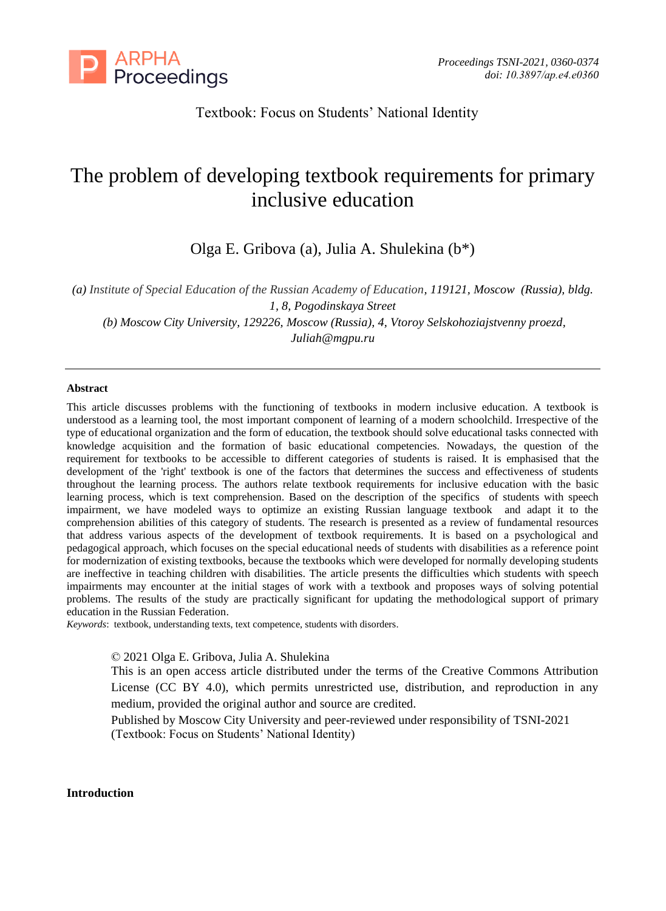Textbook: Focus on Students' National Identity

# The problem of developing textbook requirements for primary inclusive education

Olga E. Gribova (a), Julia A. Shulekina (b*)

*(a) Institute of Special Education of the Russian Academy of Education, 119121, Moscow (Russia), bldg. 1, 8, Pogodinskaya Street*
*(b) Moscow City University, 129226, Moscow (Russia), 4, Vtoroy Selskohoziajstvenny proezd, Juliah@mgpu.ru*

---

**Abstract**

This article discusses problems with the functioning of textbooks in modern inclusive education. A textbook is understood as a learning tool, the most important component of learning of a modern schoolchild. Irrespective of the type of educational organization and the form of education, the textbook should solve educational tasks connected with knowledge acquisition and the formation of basic educational competencies. Nowadays, the question of the requirement for textbooks to be accessible to different categories of students is raised. It is emphasised that the development of the 'right' textbook is one of the factors that determines the success and effectiveness of students throughout the learning process. The authors relate textbook requirements for inclusive education with the basic learning process, which is text comprehension. Based on the description of the specifics of students with speech impairment, we have modeled ways to optimize an existing Russian language textbook and adapt it to the comprehension abilities of this category of students. The research is presented as a review of fundamental resources that address various aspects of the development of textbook requirements. It is based on a psychological and pedagogical approach, which focuses on the special educational needs of students with disabilities as a reference point for modernization of existing textbooks, because the textbooks which were developed for normally developing students are ineffective in teaching children with disabilities. The article presents the difficulties which students with speech impairments may encounter at the initial stages of work with a textbook and proposes ways of solving potential problems. The results of the study are practically significant for updating the methodological support of primary education in the Russian Federation.

*Keywords*: textbook, understanding texts, text competence, students with disorders.

© 2021 Olga E. Gribova, Julia A. Shulekina
This is an open access article distributed under the terms of the Creative Commons Attribution License (CC BY 4.0), which permits unrestricted use, distribution, and reproduction in any medium, provided the original author and source are credited.
Published by Moscow City University and peer-reviewed under responsibility of TSNI-2021 (Textbook: Focus on Students' National Identity)

**Introduction**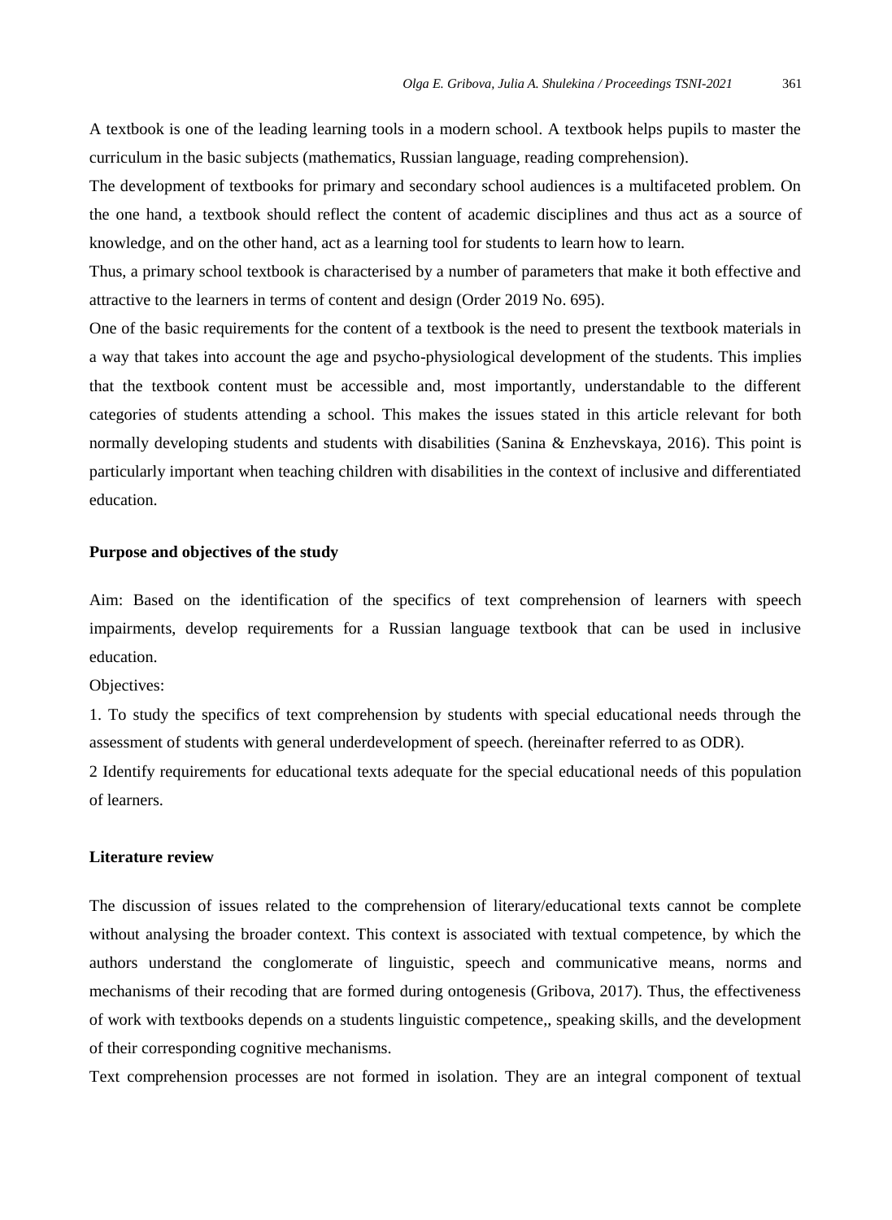A textbook is one of the leading learning tools in a modern school. A textbook helps pupils to master the curriculum in the basic subjects (mathematics, Russian language, reading comprehension).

The development of textbooks for primary and secondary school audiences is a multifaceted problem. On the one hand, a textbook should reflect the content of academic disciplines and thus act as a source of knowledge, and on the other hand, act as a learning tool for students to learn how to learn.

Thus, a primary school textbook is characterised by a number of parameters that make it both effective and attractive to the learners in terms of content and design (Order 2019 No. 695).

One of the basic requirements for the content of a textbook is the need to present the textbook materials in a way that takes into account the age and psycho-physiological development of the students. This implies that the textbook content must be accessible and, most importantly, understandable to the different categories of students attending a school. This makes the issues stated in this article relevant for both normally developing students and students with disabilities (Sanina & Enzhevskaya, 2016). This point is particularly important when teaching children with disabilities in the context of inclusive and differentiated education.

## Purpose and objectives of the study

Aim: Based on the identification of the specifics of text comprehension of learners with speech impairments, develop requirements for a Russian language textbook that can be used in inclusive education.

Objectives:

1. To study the specifics of text comprehension by students with special educational needs through the assessment of students with general underdevelopment of speech. (hereinafter referred to as ODR).

2 Identify requirements for educational texts adequate for the special educational needs of this population of learners.

## Literature review

The discussion of issues related to the comprehension of literary/educational texts cannot be complete without analysing the broader context. This context is associated with textual competence, by which the authors understand the conglomerate of linguistic, speech and communicative means, norms and mechanisms of their recoding that are formed during ontogenesis (Gribova, 2017). Thus, the effectiveness of work with textbooks depends on a students linguistic competence,, speaking skills, and the development of their corresponding cognitive mechanisms.

Text comprehension processes are not formed in isolation. They are an integral component of textual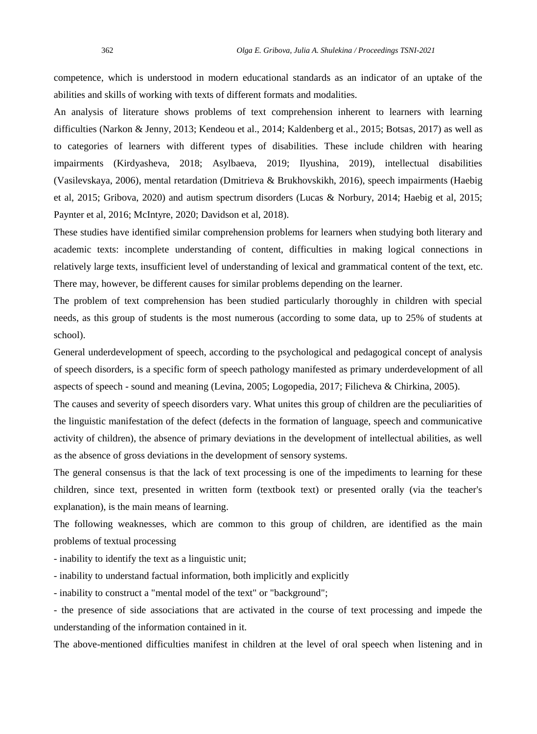competence, which is understood in modern educational standards as an indicator of an uptake of the abilities and skills of working with texts of different formats and modalities.

An analysis of literature shows problems of text comprehension inherent to learners with learning difficulties (Narkon & Jenny, 2013; Kendeou et al., 2014; Kaldenberg et al., 2015; Botsas, 2017) as well as to categories of learners with different types of disabilities. These include children with hearing impairments (Kirdyasheva, 2018; Asylbaeva, 2019; Ilyushina, 2019), intellectual disabilities (Vasilevskaya, 2006), mental retardation (Dmitrieva & Brukhovskikh, 2016), speech impairments (Haebig et al, 2015; Gribova, 2020) and autism spectrum disorders (Lucas & Norbury, 2014; Haebig et al, 2015; Paynter et al, 2016; McIntyre, 2020; Davidson et al, 2018).

These studies have identified similar comprehension problems for learners when studying both literary and academic texts: incomplete understanding of content, difficulties in making logical connections in relatively large texts, insufficient level of understanding of lexical and grammatical content of the text, etc. There may, however, be different causes for similar problems depending on the learner.

The problem of text comprehension has been studied particularly thoroughly in children with special needs, as this group of students is the most numerous (according to some data, up to 25% of students at school).

General underdevelopment of speech, according to the psychological and pedagogical concept of analysis of speech disorders, is a specific form of speech pathology manifested as primary underdevelopment of all aspects of speech - sound and meaning (Levina, 2005; Logopedia, 2017; Filicheva & Chirkina, 2005).

The causes and severity of speech disorders vary. What unites this group of children are the peculiarities of the linguistic manifestation of the defect (defects in the formation of language, speech and communicative activity of children), the absence of primary deviations in the development of intellectual abilities, as well as the absence of gross deviations in the development of sensory systems.

The general consensus is that the lack of text processing is one of the impediments to learning for these children, since text, presented in written form (textbook text) or presented orally (via the teacher's explanation), is the main means of learning.

The following weaknesses, which are common to this group of children, are identified as the main problems of textual processing

- inability to identify the text as a linguistic unit;
- inability to understand factual information, both implicitly and explicitly
- inability to construct a "mental model of the text" or "background";
- the presence of side associations that are activated in the course of text processing and impede the understanding of the information contained in it.

The above-mentioned difficulties manifest in children at the level of oral speech when listening and in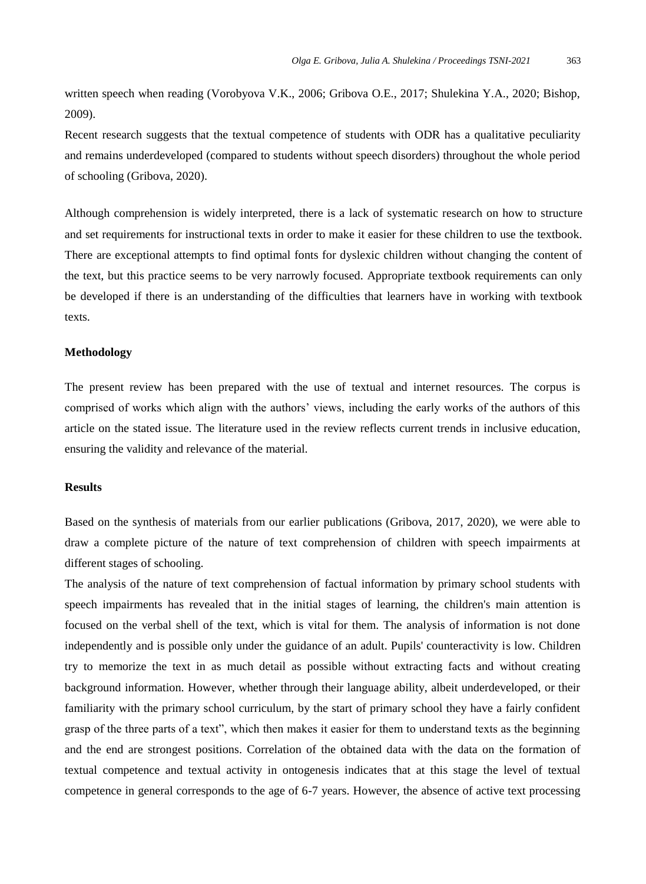written speech when reading (Vorobyova V.K., 2006; Gribova O.E., 2017; Shulekina Y.A., 2020; Bishop, 2009).

Recent research suggests that the textual competence of students with ODR has a qualitative peculiarity and remains underdeveloped (compared to students without speech disorders) throughout the whole period of schooling (Gribova, 2020).

Although comprehension is widely interpreted, there is a lack of systematic research on how to structure and set requirements for instructional texts in order to make it easier for these children to use the textbook. There are exceptional attempts to find optimal fonts for dyslexic children without changing the content of the text, but this practice seems to be very narrowly focused. Appropriate textbook requirements can only be developed if there is an understanding of the difficulties that learners have in working with textbook texts.

## Methodology

The present review has been prepared with the use of textual and internet resources. The corpus is comprised of works which align with the authors' views, including the early works of the authors of this article on the stated issue. The literature used in the review reflects current trends in inclusive education, ensuring the validity and relevance of the material.

## Results

Based on the synthesis of materials from our earlier publications (Gribova, 2017, 2020), we were able to draw a complete picture of the nature of text comprehension of children with speech impairments at different stages of schooling.

The analysis of the nature of text comprehension of factual information by primary school students with speech impairments has revealed that in the initial stages of learning, the children's main attention is focused on the verbal shell of the text, which is vital for them. The analysis of information is not done independently and is possible only under the guidance of an adult. Pupils' counteractivity is low. Children try to memorize the text in as much detail as possible without extracting facts and without creating background information. However, whether through their language ability, albeit underdeveloped, or their familiarity with the primary school curriculum, by the start of primary school they have a fairly confident grasp of the three parts of a text", which then makes it easier for them to understand texts as the beginning and the end are strongest positions. Correlation of the obtained data with the data on the formation of textual competence and textual activity in ontogenesis indicates that at this stage the level of textual competence in general corresponds to the age of 6-7 years. However, the absence of active text processing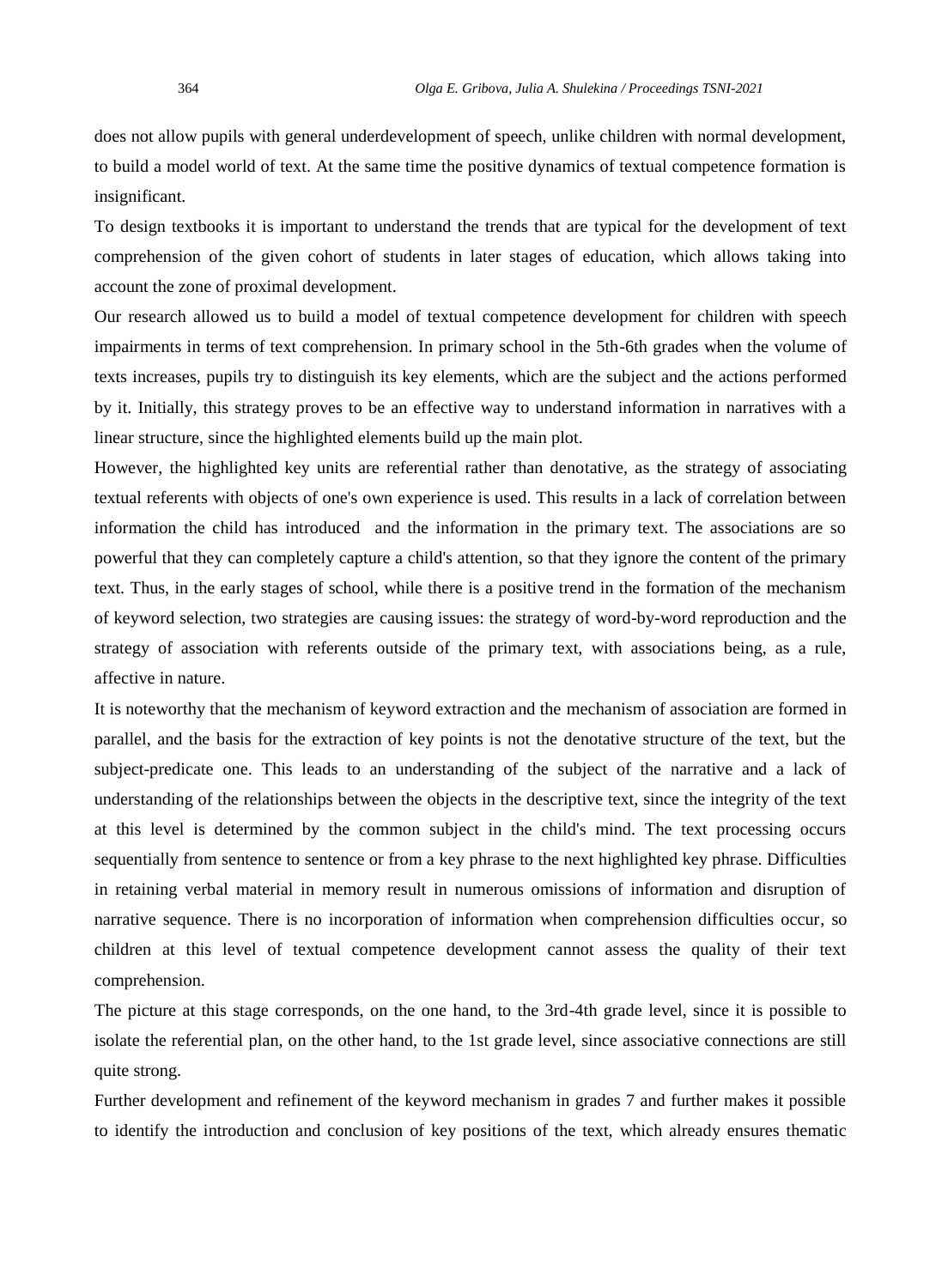does not allow pupils with general underdevelopment of speech, unlike children with normal development, to build a model world of text. At the same time the positive dynamics of textual competence formation is insignificant.

To design textbooks it is important to understand the trends that are typical for the development of text comprehension of the given cohort of students in later stages of education, which allows taking into account the zone of proximal development.

Our research allowed us to build a model of textual competence development for children with speech impairments in terms of text comprehension. In primary school in the 5th-6th grades when the volume of texts increases, pupils try to distinguish its key elements, which are the subject and the actions performed by it. Initially, this strategy proves to be an effective way to understand information in narratives with a linear structure, since the highlighted elements build up the main plot.

However, the highlighted key units are referential rather than denotative, as the strategy of associating textual referents with objects of one's own experience is used. This results in a lack of correlation between information the child has introduced and the information in the primary text. The associations are so powerful that they can completely capture a child's attention, so that they ignore the content of the primary text. Thus, in the early stages of school, while there is a positive trend in the formation of the mechanism of keyword selection, two strategies are causing issues: the strategy of word-by-word reproduction and the strategy of association with referents outside of the primary text, with associations being, as a rule, affective in nature.

It is noteworthy that the mechanism of keyword extraction and the mechanism of association are formed in parallel, and the basis for the extraction of key points is not the denotative structure of the text, but the subject-predicate one. This leads to an understanding of the subject of the narrative and a lack of understanding of the relationships between the objects in the descriptive text, since the integrity of the text at this level is determined by the common subject in the child's mind. The text processing occurs sequentially from sentence to sentence or from a key phrase to the next highlighted key phrase. Difficulties in retaining verbal material in memory result in numerous omissions of information and disruption of narrative sequence. There is no incorporation of information when comprehension difficulties occur, so children at this level of textual competence development cannot assess the quality of their text comprehension.

The picture at this stage corresponds, on the one hand, to the 3rd-4th grade level, since it is possible to isolate the referential plan, on the other hand, to the 1st grade level, since associative connections are still quite strong.

Further development and refinement of the keyword mechanism in grades 7 and further makes it possible to identify the introduction and conclusion of key positions of the text, which already ensures thematic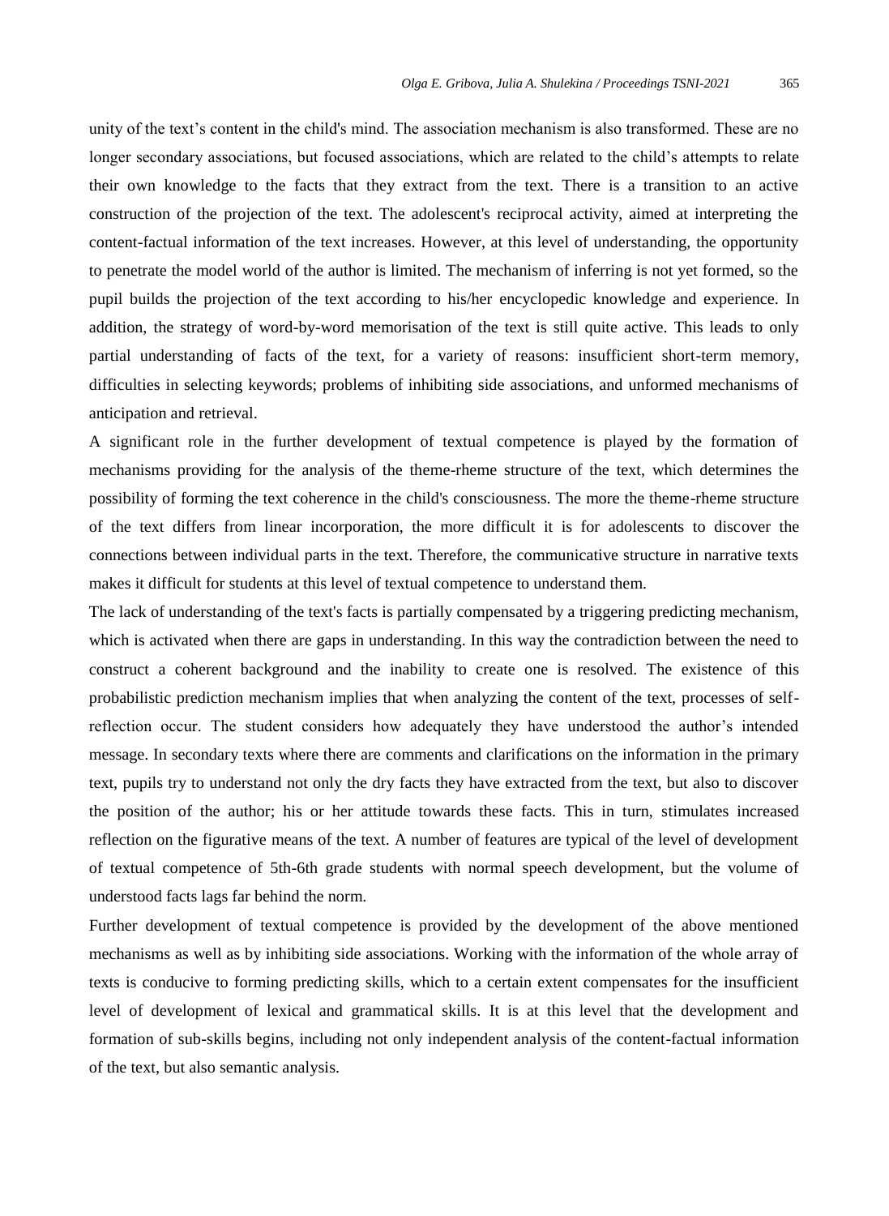unity of the text's content in the child's mind. The association mechanism is also transformed. These are no longer secondary associations, but focused associations, which are related to the child's attempts to relate their own knowledge to the facts that they extract from the text. There is a transition to an active construction of the projection of the text. The adolescent's reciprocal activity, aimed at interpreting the content-factual information of the text increases. However, at this level of understanding, the opportunity to penetrate the model world of the author is limited. The mechanism of inferring is not yet formed, so the pupil builds the projection of the text according to his/her encyclopedic knowledge and experience. In addition, the strategy of word-by-word memorisation of the text is still quite active. This leads to only partial understanding of facts of the text, for a variety of reasons: insufficient short-term memory, difficulties in selecting keywords; problems of inhibiting side associations, and unformed mechanisms of anticipation and retrieval.

A significant role in the further development of textual competence is played by the formation of mechanisms providing for the analysis of the theme-rheme structure of the text, which determines the possibility of forming the text coherence in the child's consciousness. The more the theme-rheme structure of the text differs from linear incorporation, the more difficult it is for adolescents to discover the connections between individual parts in the text. Therefore, the communicative structure in narrative texts makes it difficult for students at this level of textual competence to understand them.

The lack of understanding of the text's facts is partially compensated by a triggering predicting mechanism, which is activated when there are gaps in understanding. In this way the contradiction between the need to construct a coherent background and the inability to create one is resolved. The existence of this probabilistic prediction mechanism implies that when analyzing the content of the text, processes of self-reflection occur. The student considers how adequately they have understood the author's intended message. In secondary texts where there are comments and clarifications on the information in the primary text, pupils try to understand not only the dry facts they have extracted from the text, but also to discover the position of the author; his or her attitude towards these facts. This in turn, stimulates increased reflection on the figurative means of the text. A number of features are typical of the level of development of textual competence of 5th-6th grade students with normal speech development, but the volume of understood facts lags far behind the norm.

Further development of textual competence is provided by the development of the above mentioned mechanisms as well as by inhibiting side associations. Working with the information of the whole array of texts is conducive to forming predicting skills, which to a certain extent compensates for the insufficient level of development of lexical and grammatical skills. It is at this level that the development and formation of sub-skills begins, including not only independent analysis of the content-factual information of the text, but also semantic analysis.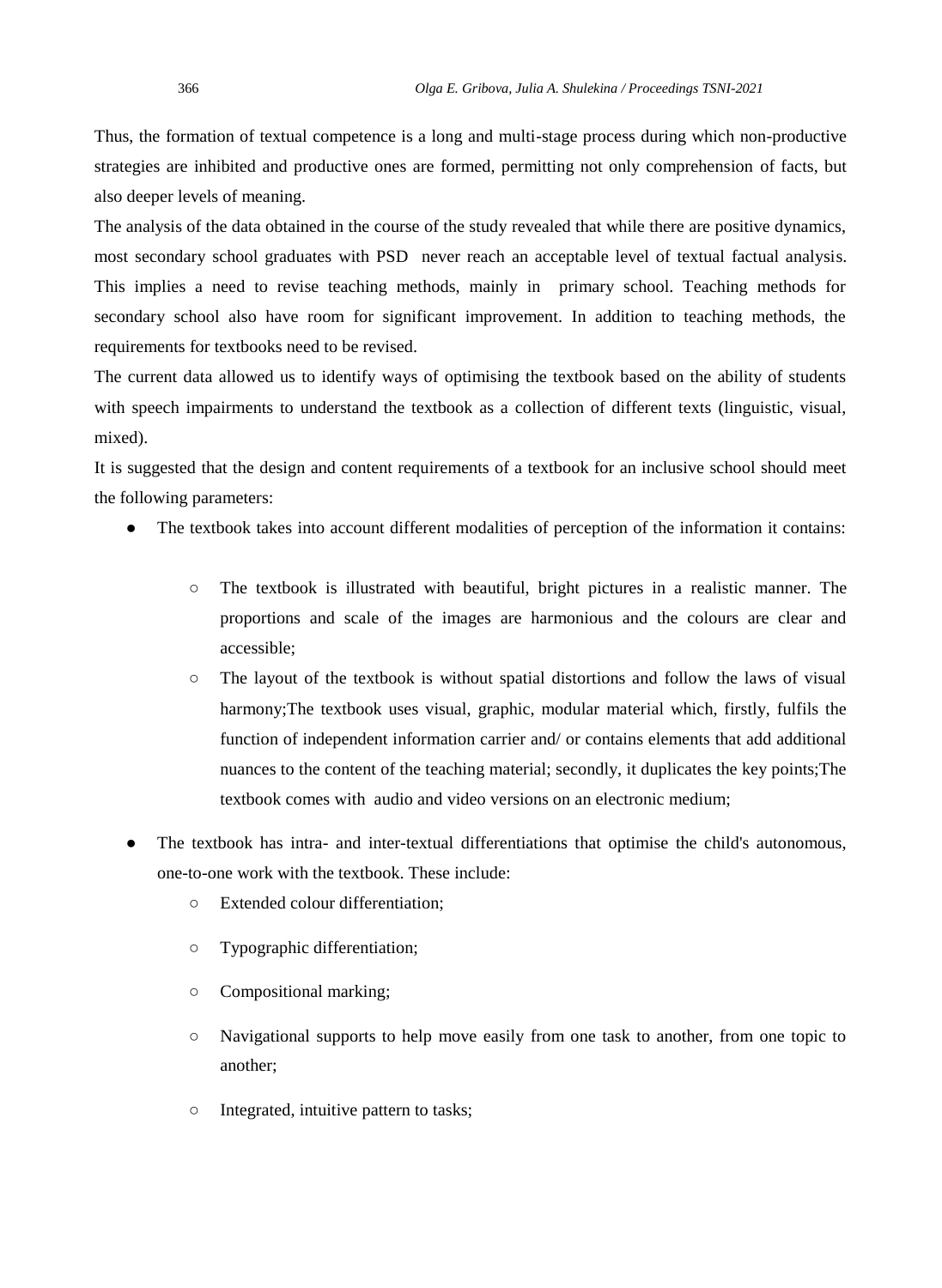Thus, the formation of textual competence is a long and multi-stage process during which non-productive strategies are inhibited and productive ones are formed, permitting not only comprehension of facts, but also deeper levels of meaning.

The analysis of the data obtained in the course of the study revealed that while there are positive dynamics, most secondary school graduates with PSD never reach an acceptable level of textual factual analysis. This implies a need to revise teaching methods, mainly in primary school. Teaching methods for secondary school also have room for significant improvement. In addition to teaching methods, the requirements for textbooks need to be revised.

The current data allowed us to identify ways of optimising the textbook based on the ability of students with speech impairments to understand the textbook as a collection of different texts (linguistic, visual, mixed).

It is suggested that the design and content requirements of a textbook for an inclusive school should meet the following parameters:

- The textbook takes into account different modalities of perception of the information it contains:
  - The textbook is illustrated with beautiful, bright pictures in a realistic manner. The proportions and scale of the images are harmonious and the colours are clear and accessible;
  - The layout of the textbook is without spatial distortions and follow the laws of visual harmony;The textbook uses visual, graphic, modular material which, firstly, fulfils the function of independent information carrier and/ or contains elements that add additional nuances to the content of the teaching material; secondly, it duplicates the key points;The textbook comes with audio and video versions on an electronic medium;
- The textbook has intra- and inter-textual differentiations that optimise the child's autonomous, one-to-one work with the textbook. These include:
  - Extended colour differentiation;
  - Typographic differentiation;
  - Compositional marking;
  - Navigational supports to help move easily from one task to another, from one topic to another;
  - Integrated, intuitive pattern to tasks;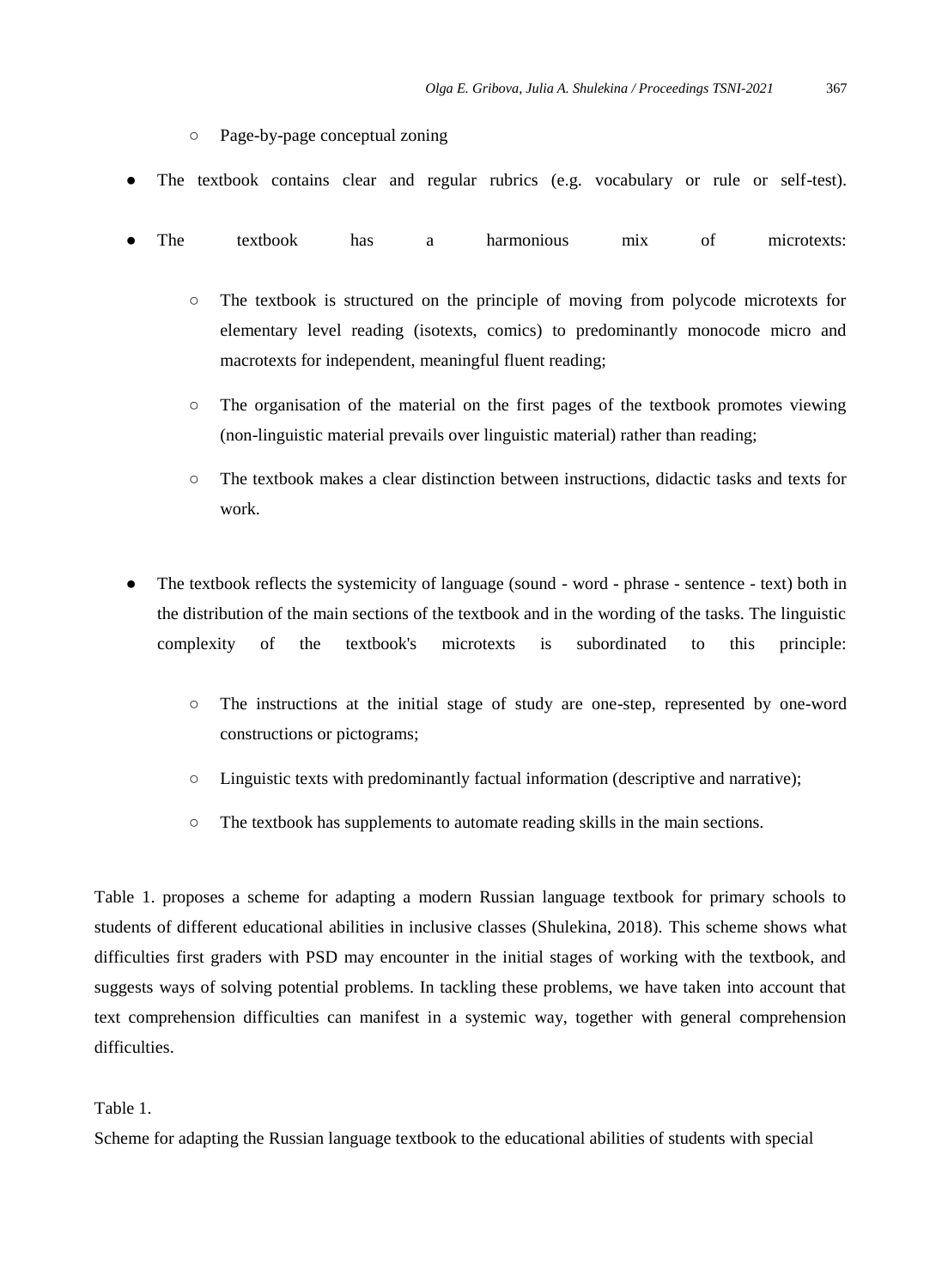- Page-by-page conceptual zoning

- The textbook contains clear and regular rubrics (e.g. vocabulary or rule or self-test).
- The textbook has a harmonious mix of microtexts:
    - The textbook is structured on the principle of moving from polycode microtexts for elementary level reading (isotexts, comics) to predominantly monocode micro and macrotexts for independent, meaningful fluent reading;
    - The organisation of the material on the first pages of the textbook promotes viewing (non-linguistic material prevails over linguistic material) rather than reading;
    - The textbook makes a clear distinction between instructions, didactic tasks and texts for work.
- The textbook reflects the systemicity of language (sound - word - phrase - sentence - text) both in the distribution of the main sections of the textbook and in the wording of the tasks. The linguistic complexity of the textbook's microtexts is subordinated to this principle:
    - The instructions at the initial stage of study are one-step, represented by one-word constructions or pictograms;
    - Linguistic texts with predominantly factual information (descriptive and narrative);
    - The textbook has supplements to automate reading skills in the main sections.

Table 1. proposes a scheme for adapting a modern Russian language textbook for primary schools to students of different educational abilities in inclusive classes (Shulekina, 2018). This scheme shows what difficulties first graders with PSD may encounter in the initial stages of working with the textbook, and suggests ways of solving potential problems. In tackling these problems, we have taken into account that text comprehension difficulties can manifest in a systemic way, together with general comprehension difficulties.

Table 1.

Scheme for adapting the Russian language textbook to the educational abilities of students with special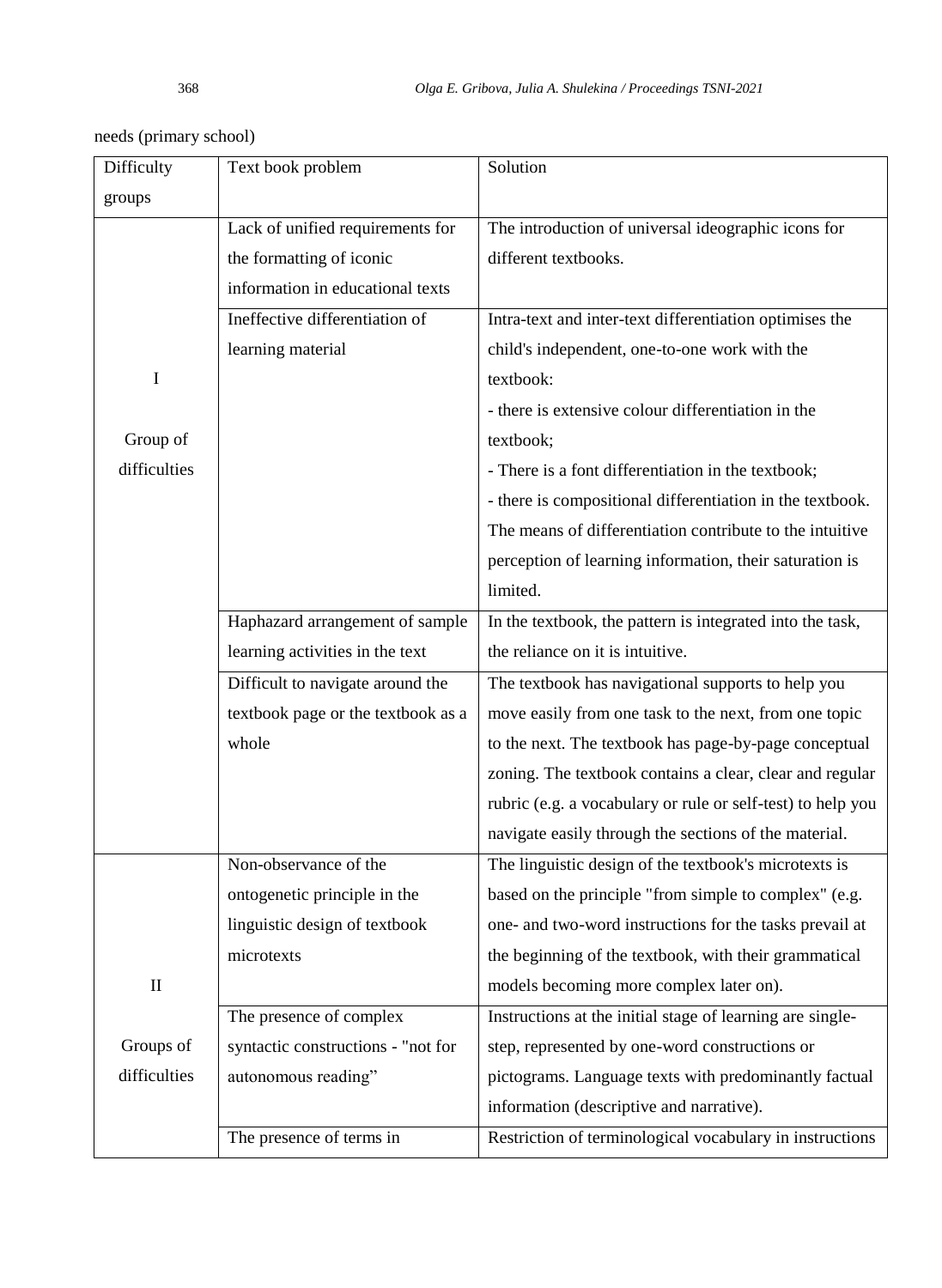needs (primary school)

| Difficulty groups | Text book problem | Solution |
|---|---|---|
| I<br><br>Group of difficulties | Lack of unified requirements for the formatting of iconic information in educational texts | The introduction of universal ideographic icons for different textbooks. |
| | Ineffective differentiation of learning material | Intra-text and inter-text differentiation optimises the child's independent, one-to-one work with the textbook:<br>- there is extensive colour differentiation in the textbook;<br>- There is a font differentiation in the textbook;<br>- there is compositional differentiation in the textbook.<br>The means of differentiation contribute to the intuitive perception of learning information, their saturation is limited. |
| | Haphazard arrangement of sample learning activities in the text | In the textbook, the pattern is integrated into the task, the reliance on it is intuitive. |
| | Difficult to navigate around the textbook page or the textbook as a whole | The textbook has navigational supports to help you move easily from one task to the next, from one topic to the next. The textbook has page-by-page conceptual zoning. The textbook contains a clear, clear and regular rubric (e.g. a vocabulary or rule or self-test) to help you navigate easily through the sections of the material. |
| II<br><br>Groups of difficulties | Non-observance of the ontogenetic principle in the linguistic design of textbook microtexts | The linguistic design of the textbook's microtexts is based on the principle "from simple to complex" (e.g. one- and two-word instructions for the tasks prevail at the beginning of the textbook, with their grammatical models becoming more complex later on). |
| | The presence of complex syntactic constructions - "not for autonomous reading" | Instructions at the initial stage of learning are single-step, represented by one-word constructions or pictograms. Language texts with predominantly factual information (descriptive and narrative). |
| | The presence of terms in | Restriction of terminological vocabulary in instructions |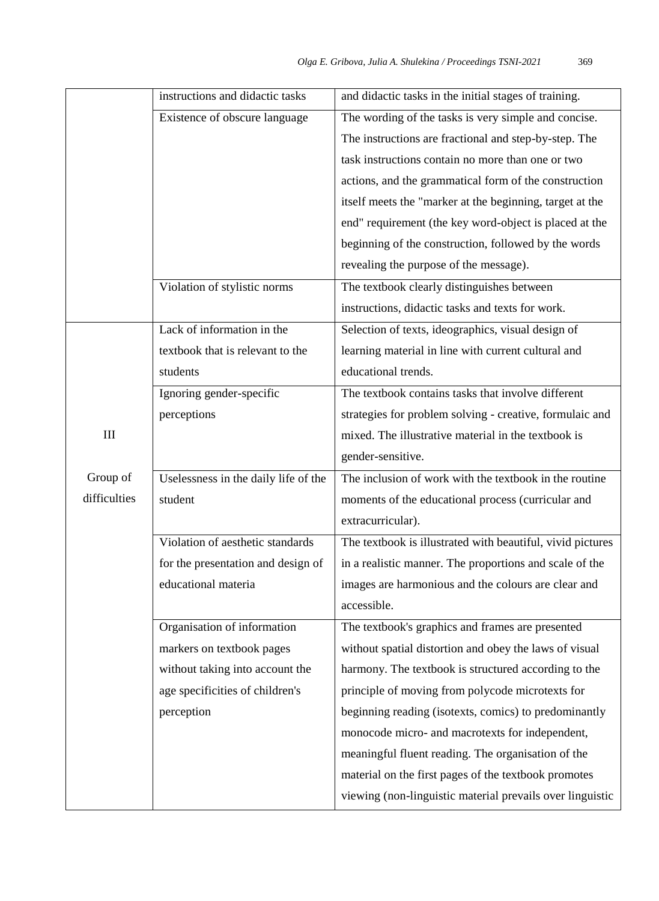| | | |
|---|---|---|
| | instructions and didactic tasks | and didactic tasks in the initial stages of training. |
| | Existence of obscure language | The wording of the tasks is very simple and concise. The instructions are fractional and step-by-step. The task instructions contain no more than one or two actions, and the grammatical form of the construction itself meets the "marker at the beginning, target at the end" requirement (the key word-object is placed at the beginning of the construction, followed by the words revealing the purpose of the message). |
| | Violation of stylistic norms | The textbook clearly distinguishes between instructions, didactic tasks and texts for work. |
| III Group of difficulties | Lack of information in the textbook that is relevant to the students | Selection of texts, ideographics, visual design of learning material in line with current cultural and educational trends. |
| | Ignoring gender-specific perceptions | The textbook contains tasks that involve different strategies for problem solving - creative, formulaic and mixed. The illustrative material in the textbook is gender-sensitive. |
| | Uselessness in the daily life of the student | The inclusion of work with the textbook in the routine moments of the educational process (curricular and extracurricular). |
| | Violation of aesthetic standards for the presentation and design of educational materia | The textbook is illustrated with beautiful, vivid pictures in a realistic manner. The proportions and scale of the images are harmonious and the colours are clear and accessible. |
| | Organisation of information markers on textbook pages without taking into account the age specificities of children's perception | The textbook's graphics and frames are presented without spatial distortion and obey the laws of visual harmony. The textbook is structured according to the principle of moving from polycode microtexts for beginning reading (isotexts, comics) to predominantly monocode micro- and macrotexts for independent, meaningful fluent reading. The organisation of the material on the first pages of the textbook promotes viewing (non-linguistic material prevails over linguistic |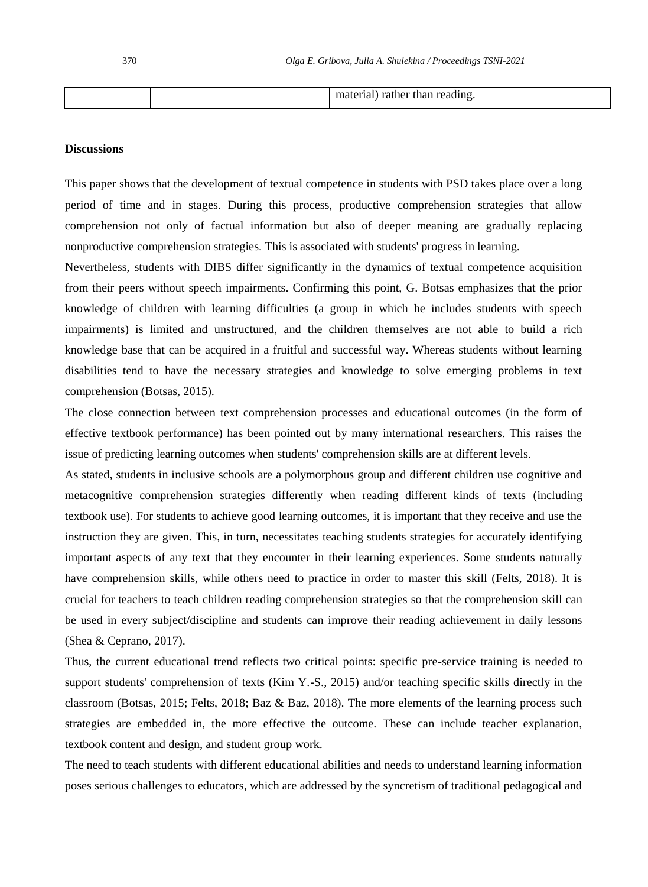| | | |
|---|---|---|
| | | material) rather than reading. |

**Discussions**

This paper shows that the development of textual competence in students with PSD takes place over a long period of time and in stages. During this process, productive comprehension strategies that allow comprehension not only of factual information but also of deeper meaning are gradually replacing nonproductive comprehension strategies. This is associated with students' progress in learning.

Nevertheless, students with DIBS differ significantly in the dynamics of textual competence acquisition from their peers without speech impairments. Confirming this point, G. Botsas emphasizes that the prior knowledge of children with learning difficulties (a group in which he includes students with speech impairments) is limited and unstructured, and the children themselves are not able to build a rich knowledge base that can be acquired in a fruitful and successful way. Whereas students without learning disabilities tend to have the necessary strategies and knowledge to solve emerging problems in text comprehension (Botsas, 2015).

The close connection between text comprehension processes and educational outcomes (in the form of effective textbook performance) has been pointed out by many international researchers. This raises the issue of predicting learning outcomes when students' comprehension skills are at different levels.

As stated, students in inclusive schools are a polymorphous group and different children use cognitive and metacognitive comprehension strategies differently when reading different kinds of texts (including textbook use). For students to achieve good learning outcomes, it is important that they receive and use the instruction they are given. This, in turn, necessitates teaching students strategies for accurately identifying important aspects of any text that they encounter in their learning experiences. Some students naturally have comprehension skills, while others need to practice in order to master this skill (Felts, 2018). It is crucial for teachers to teach children reading comprehension strategies so that the comprehension skill can be used in every subject/discipline and students can improve their reading achievement in daily lessons (Shea & Ceprano, 2017).

Thus, the current educational trend reflects two critical points: specific pre-service training is needed to support students' comprehension of texts (Kim Y.-S., 2015) and/or teaching specific skills directly in the classroom (Botsas, 2015; Felts, 2018; Baz & Baz, 2018). The more elements of the learning process such strategies are embedded in, the more effective the outcome. These can include teacher explanation, textbook content and design, and student group work.

The need to teach students with different educational abilities and needs to understand learning information poses serious challenges to educators, which are addressed by the syncretism of traditional pedagogical and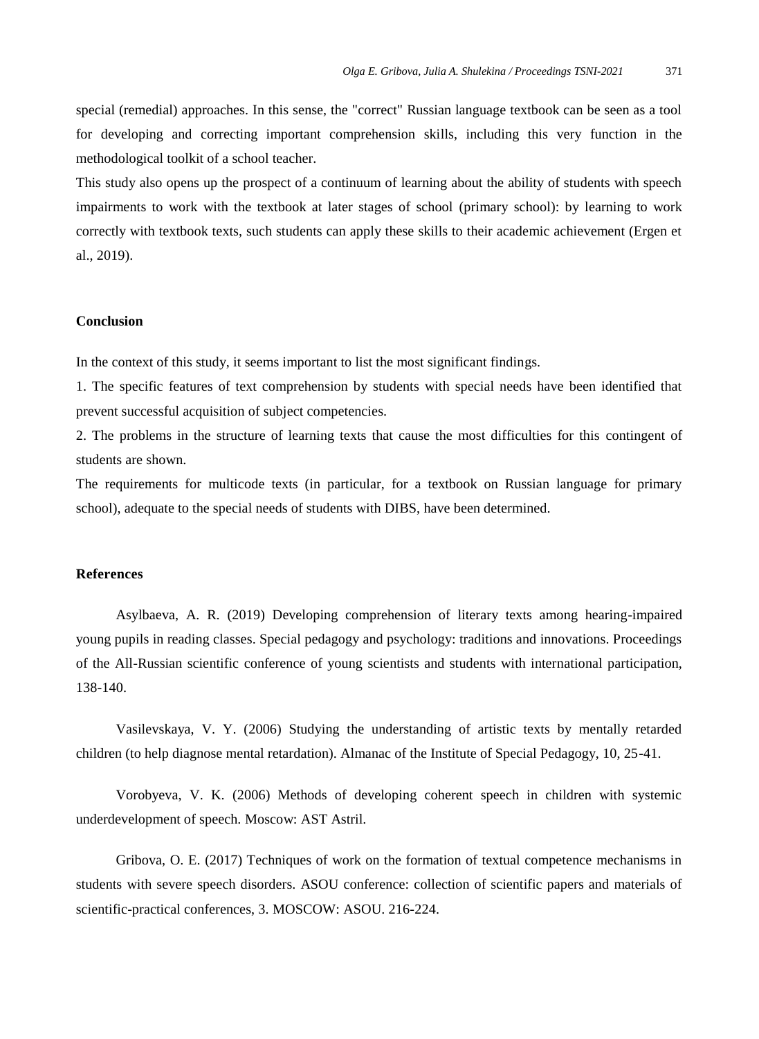special (remedial) approaches. In this sense, the "correct" Russian language textbook can be seen as a tool for developing and correcting important comprehension skills, including this very function in the methodological toolkit of a school teacher.

This study also opens up the prospect of a continuum of learning about the ability of students with speech impairments to work with the textbook at later stages of school (primary school): by learning to work correctly with textbook texts, such students can apply these skills to their academic achievement (Ergen et al., 2019).

## Conclusion

In the context of this study, it seems important to list the most significant findings.

1. The specific features of text comprehension by students with special needs have been identified that prevent successful acquisition of subject competencies.
2. The problems in the structure of learning texts that cause the most difficulties for this contingent of students are shown.

The requirements for multicode texts (in particular, for a textbook on Russian language for primary school), adequate to the special needs of students with DIBS, have been determined.

## References

Asylbaeva, A. R. (2019) Developing comprehension of literary texts among hearing-impaired young pupils in reading classes. Special pedagogy and psychology: traditions and innovations. Proceedings of the All-Russian scientific conference of young scientists and students with international participation, 138-140.

Vasilevskaya, V. Y. (2006) Studying the understanding of artistic texts by mentally retarded children (to help diagnose mental retardation). Almanac of the Institute of Special Pedagogy, 10, 25-41.

Vorobyeva, V. K. (2006) Methods of developing coherent speech in children with systemic underdevelopment of speech. Moscow: AST Astril.

Gribova, O. E. (2017) Techniques of work on the formation of textual competence mechanisms in students with severe speech disorders. ASOU conference: collection of scientific papers and materials of scientific-practical conferences, 3. MOSCOW: ASOU. 216-224.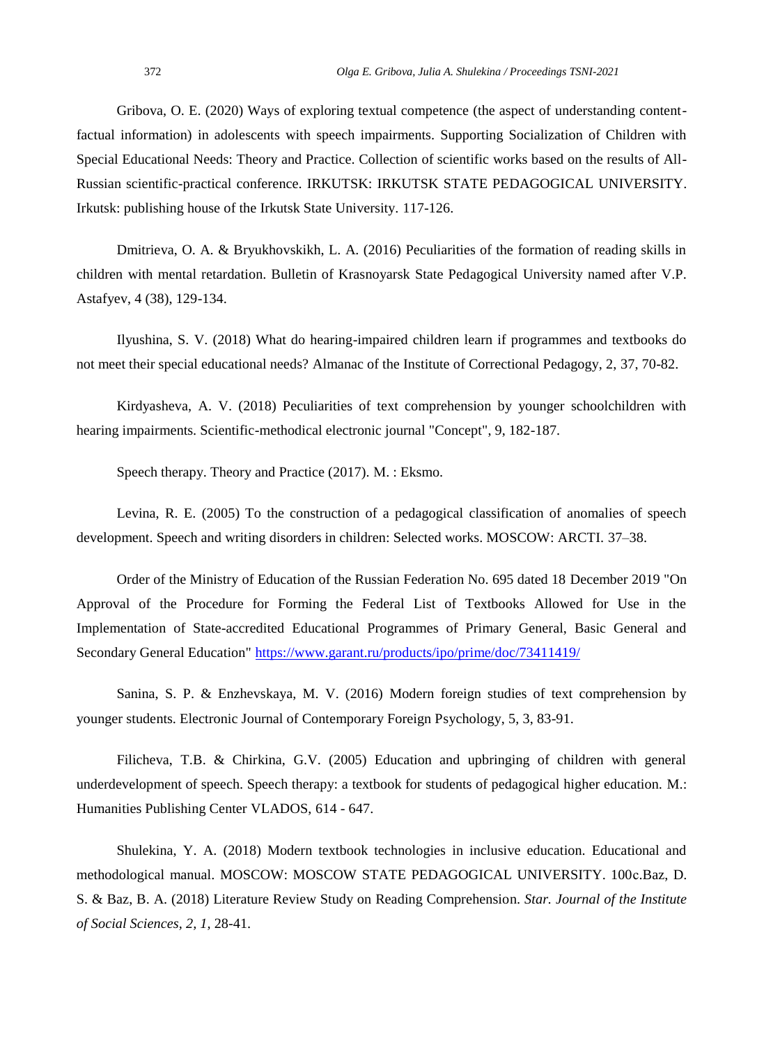Gribova, O. E. (2020) Ways of exploring textual competence (the aspect of understanding content-factual information) in adolescents with speech impairments. Supporting Socialization of Children with Special Educational Needs: Theory and Practice. Collection of scientific works based on the results of All-Russian scientific-practical conference. IRKUTSK: IRKUTSK STATE PEDAGOGICAL UNIVERSITY. Irkutsk: publishing house of the Irkutsk State University. 117-126.

Dmitrieva, O. A. & Bryukhovskikh, L. A. (2016) Peculiarities of the formation of reading skills in children with mental retardation. Bulletin of Krasnoyarsk State Pedagogical University named after V.P. Astafyev, 4 (38), 129-134.

Ilyushina, S. V. (2018) What do hearing-impaired children learn if programmes and textbooks do not meet their special educational needs? Almanac of the Institute of Correctional Pedagogy, 2, 37, 70-82.

Kirdyasheva, A. V. (2018) Peculiarities of text comprehension by younger schoolchildren with hearing impairments. Scientific-methodical electronic journal "Concept", 9, 182-187.

Speech therapy. Theory and Practice (2017). M. : Eksmo.

Levina, R. E. (2005) To the construction of a pedagogical classification of anomalies of speech development. Speech and writing disorders in children: Selected works. MOSCOW: ARCTI. 37–38.

Order of the Ministry of Education of the Russian Federation No. 695 dated 18 December 2019 "On Approval of the Procedure for Forming the Federal List of Textbooks Allowed for Use in the Implementation of State-accredited Educational Programmes of Primary General, Basic General and Secondary General Education" https://www.garant.ru/products/ipo/prime/doc/73411419/

Sanina, S. P. & Enzhevskaya, M. V. (2016) Modern foreign studies of text comprehension by younger students. Electronic Journal of Contemporary Foreign Psychology, 5, 3, 83-91.

Filicheva, T.B. & Chirkina, G.V. (2005) Education and upbringing of children with general underdevelopment of speech. Speech therapy: a textbook for students of pedagogical higher education. M.: Humanities Publishing Center VLADOS, 614 - 647.

Shulekina, Y. A. (2018) Modern textbook technologies in inclusive education. Educational and methodological manual. MOSCOW: MOSCOW STATE PEDAGOGICAL UNIVERSITY. 100c.Baz, D. S. & Baz, B. A. (2018) Literature Review Study on Reading Comprehension. *Star. Journal of the Institute of Social Sciences, 2, 1,* 28-41.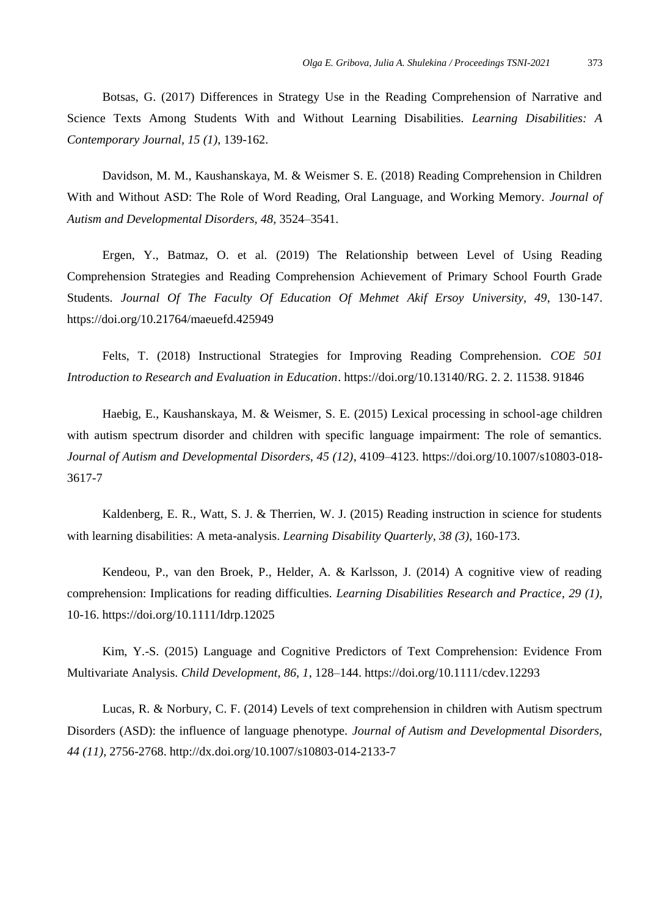Botsas, G. (2017) Differences in Strategy Use in the Reading Comprehension of Narrative and Science Texts Among Students With and Without Learning Disabilities. *Learning Disabilities: A Contemporary Journal, 15 (1)*, 139-162.

Davidson, M. M., Kaushanskaya, M. & Weismer S. E. (2018) Reading Comprehension in Children With and Without ASD: The Role of Word Reading, Oral Language, and Working Memory. *Journal of Autism and Developmental Disorders, 48,* 3524–3541.

Ergen, Y., Batmaz, O. et al. (2019) The Relationship between Level of Using Reading Comprehension Strategies and Reading Comprehension Achievement of Primary School Fourth Grade Students. *Journal Of The Faculty Of Education Of Mehmet Akif Ersoy University, 49*, 130-147. https://doi.org/10.21764/maeuefd.425949

Felts, T. (2018) Instructional Strategies for Improving Reading Comprehension. *COE 501 Introduction to Research and Evaluation in Education*. https://doi.org/10.13140/RG. 2. 2. 11538. 91846

Haebig, E., Kaushanskaya, M. & Weismer, S. E. (2015) Lexical processing in school-age children with autism spectrum disorder and children with specific language impairment: The role of semantics. *Journal of Autism and Developmental Disorders, 45 (12)*, 4109–4123. https://doi.org/10.1007/s10803-018-3617-7

Kaldenberg, E. R., Watt, S. J. & Therrien, W. J. (2015) Reading instruction in science for students with learning disabilities: A meta-analysis. *Learning Disability Quarterly, 38 (3)*, 160-173.

Kendeou, P., van den Broek, P., Helder, A. & Karlsson, J. (2014) A cognitive view of reading comprehension: Implications for reading difficulties. *Learning Disabilities Research and Practice, 29 (1),* 10-16. https://doi.org/10.1111/Idrp.12025

Kim, Y.-S. (2015) Language and Cognitive Predictors of Text Comprehension: Evidence From Multivariate Analysis. *Child Development, 86, 1*, 128–144. https://doi.org/10.1111/cdev.12293

Lucas, R. & Norbury, C. F. (2014) Levels of text comprehension in children with Autism spectrum Disorders (ASD): the influence of language phenotype. *Journal of Autism and Developmental Disorders, 44 (11)*, 2756-2768. http://dx.doi.org/10.1007/s10803-014-2133-7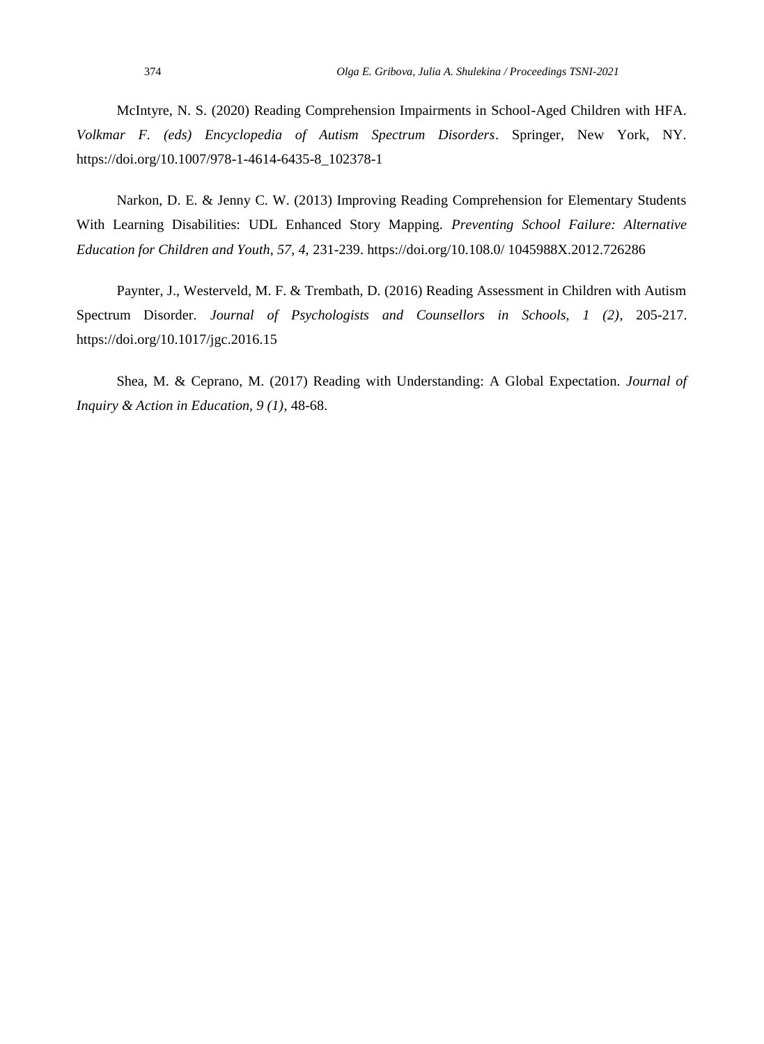McIntyre, N. S. (2020) Reading Comprehension Impairments in School-Aged Children with HFA. *Volkmar F. (eds) Encyclopedia of Autism Spectrum Disorders*. Springer, New York, NY. https://doi.org/10.1007/978-1-4614-6435-8_102378-1

Narkon, D. E. & Jenny C. W. (2013) Improving Reading Comprehension for Elementary Students With Learning Disabilities: UDL Enhanced Story Mapping. *Preventing School Failure: Alternative Education for Children and Youth, 57, 4,* 231-239. https://doi.org/10.108.0/ 1045988X.2012.726286

Paynter, J., Westerveld, M. F. & Trembath, D. (2016) Reading Assessment in Children with Autism Spectrum Disorder. *Journal of Psychologists and Counsellors in Schools, 1 (2)*, 205-217. https://doi.org/10.1017/jgc.2016.15

Shea, M. & Ceprano, M. (2017) Reading with Understanding: A Global Expectation. *Journal of Inquiry & Action in Education, 9 (1)*, 48-68.